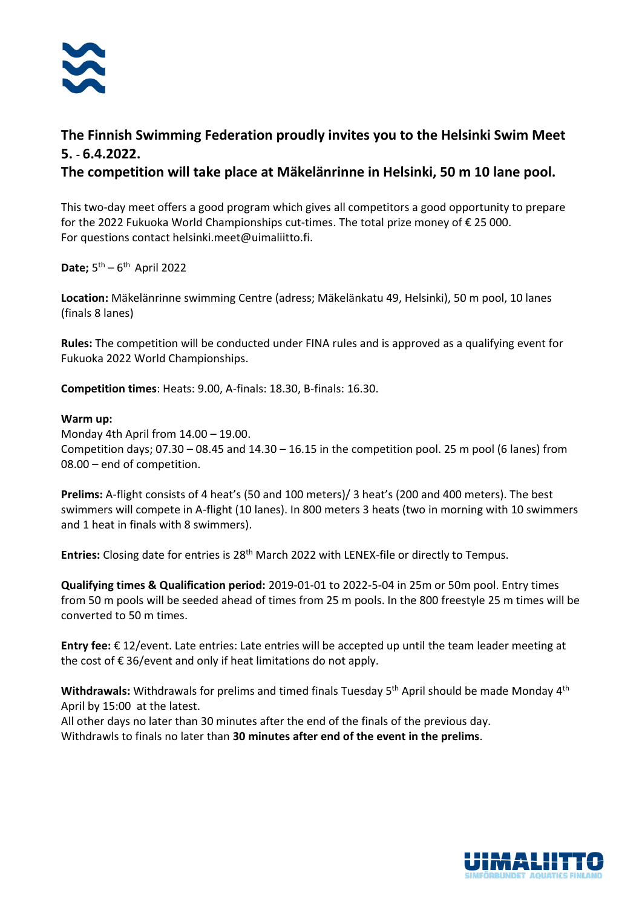## The Finnish Swimming Federation proudly invites you to the Helsinki Swim Meet 5. - 6.4.2022.
## The competition will take place at Mäkelänrinne in Helsinki, 50 m 10 lane pool.

This two-day meet offers a good program which gives all competitors a good opportunity to prepare for the 2022 Fukuoka World Championships cut-times. The total prize money of € 25 000. For questions contact helsinki.meet@uimaliitto.fi.

**Date;** 5th – 6th April 2022

**Location:** Mäkelänrinne swimming Centre (adress; Mäkelänkatu 49, Helsinki), 50 m pool, 10 lanes (finals 8 lanes)

**Rules:** The competition will be conducted under FINA rules and is approved as a qualifying event for Fukuoka 2022 World Championships.

**Competition times**: Heats: 9.00, A-finals: 18.30, B-finals: 16.30.

**Warm up:**
Monday 4th April from 14.00 – 19.00.
Competition days; 07.30 – 08.45 and 14.30 – 16.15 in the competition pool. 25 m pool (6 lanes) from 08.00 – end of competition.

**Prelims:** A-flight consists of 4 heat's (50 and 100 meters)/ 3 heat's (200 and 400 meters). The best swimmers will compete in A-flight (10 lanes). In 800 meters 3 heats (two in morning with 10 swimmers and 1 heat in finals with 8 swimmers).

**Entries:** Closing date for entries is 28th March 2022 with LENEX-file or directly to Tempus.

**Qualifying times & Qualification period:** 2019-01-01 to 2022-5-04 in 25m or 50m pool. Entry times from 50 m pools will be seeded ahead of times from 25 m pools. In the 800 freestyle 25 m times will be converted to 50 m times.

**Entry fee:** € 12/event. Late entries: Late entries will be accepted up until the team leader meeting at the cost of € 36/event and only if heat limitations do not apply.

**Withdrawals:** Withdrawals for prelims and timed finals Tuesday 5th April should be made Monday 4th April by 15:00 at the latest.
All other days no later than 30 minutes after the end of the finals of the previous day.
Withdrawls to finals no later than **30 minutes after end of the event in the prelims**.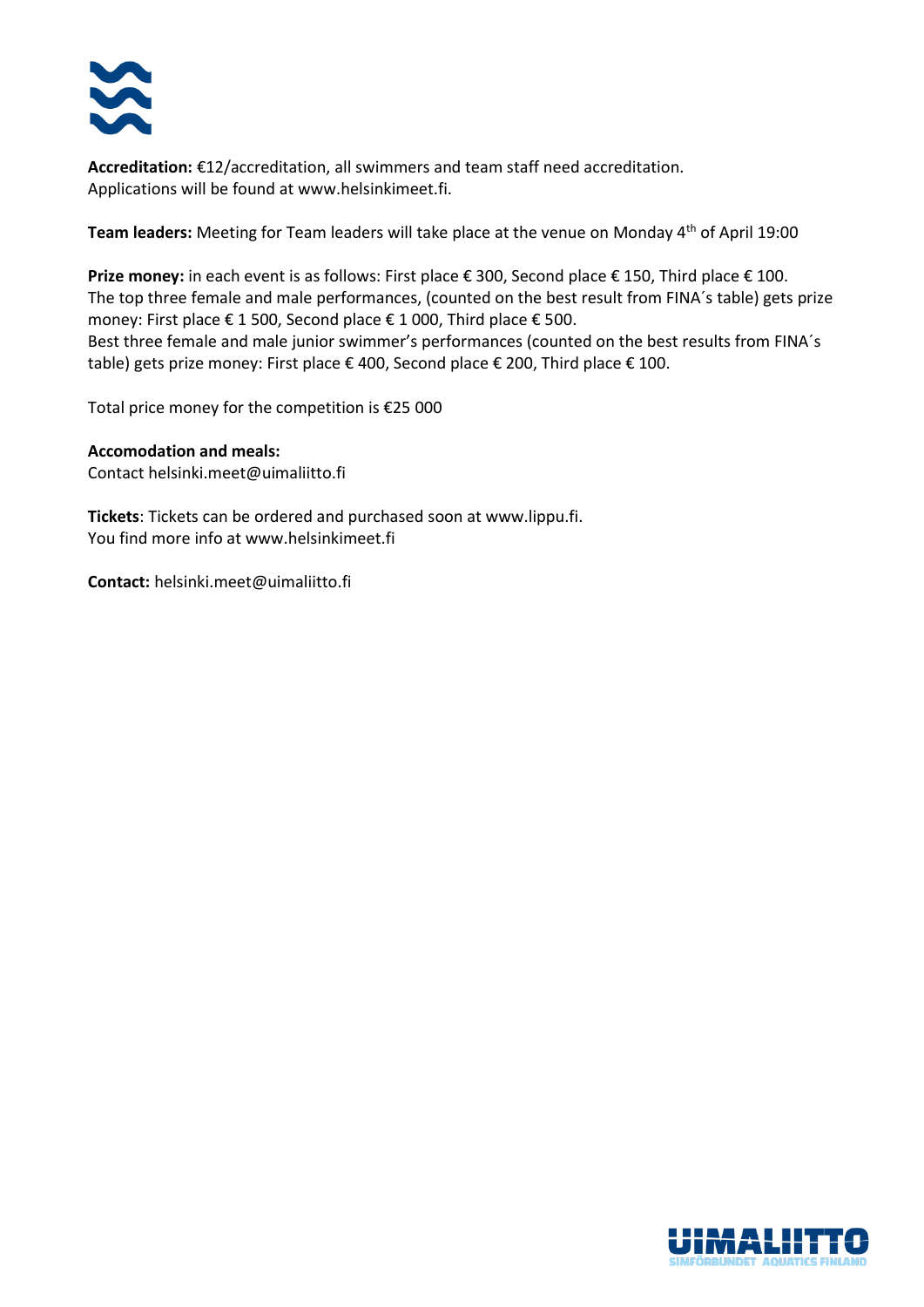**Accreditation:** €12/accreditation, all swimmers and team staff need accreditation.
Applications will be found at www.helsinkimeet.fi.

**Team leaders:** Meeting for Team leaders will take place at the venue on Monday 4th of April 19:00

**Prize money:** in each event is as follows: First place € 300, Second place € 150, Third place € 100.
The top three female and male performances, (counted on the best result from FINA´s table) gets prize money: First place € 1 500, Second place € 1 000, Third place € 500.
Best three female and male junior swimmer's performances (counted on the best results from FINA´s table) gets prize money: First place € 400, Second place € 200, Third place € 100.

Total price money for the competition is €25 000

**Accomodation and meals:**
Contact helsinki.meet@uimaliitto.fi

**Tickets**: Tickets can be ordered and purchased soon at www.lippu.fi.
You find more info at www.helsinkimeet.fi

**Contact:** helsinki.meet@uimaliitto.fi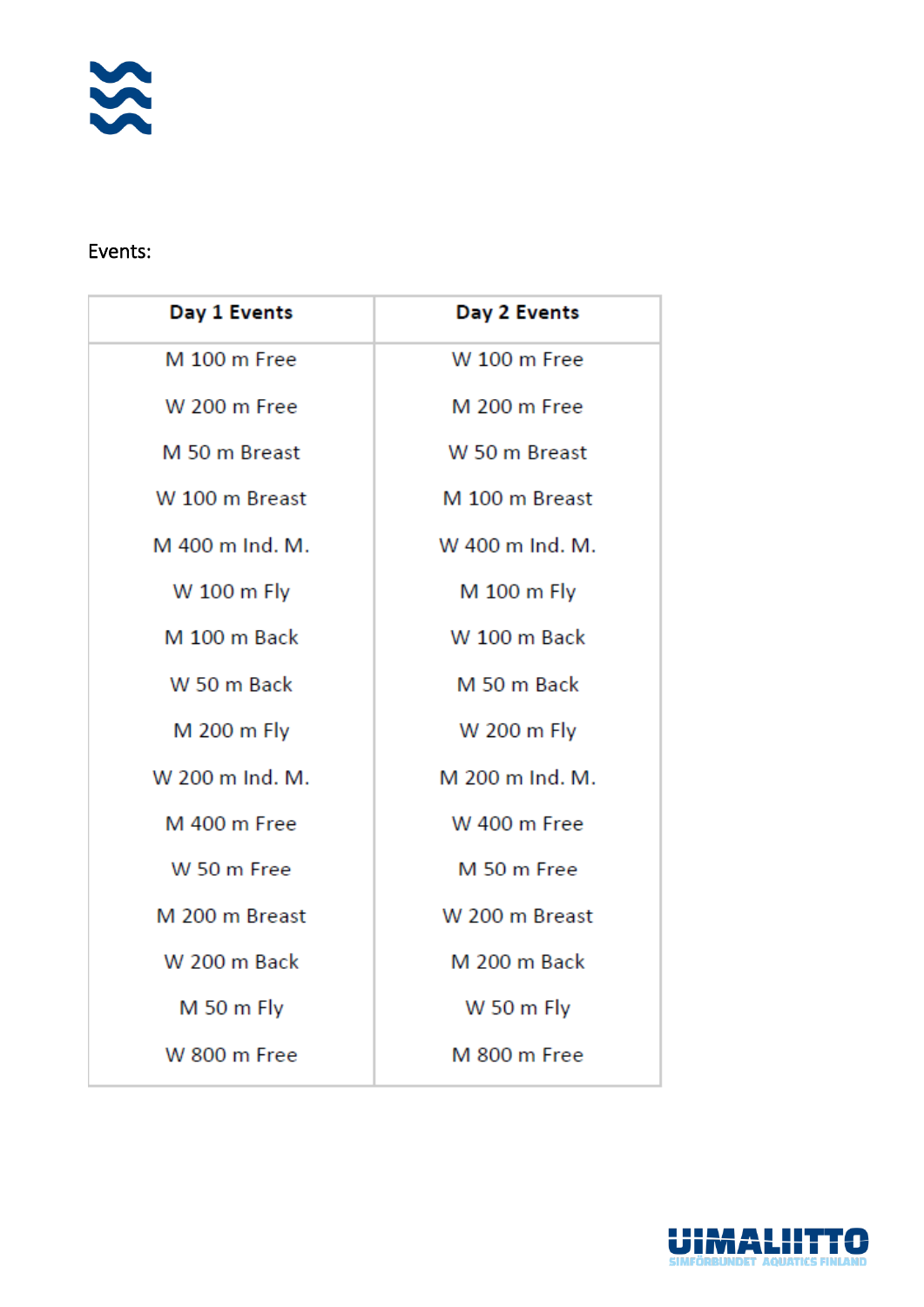Events:

| Day 1 Events | Day 2 Events |
|---|---|
| M 100 m Free | W 100 m Free |
| W 200 m Free | M 200 m Free |
| M 50 m Breast | W 50 m Breast |
| W 100 m Breast | M 100 m Breast |
| M 400 m Ind. M. | W 400 m Ind. M. |
| W 100 m Fly | M 100 m Fly |
| M 100 m Back | W 100 m Back |
| W 50 m Back | M 50 m Back |
| M 200 m Fly | W 200 m Fly |
| W 200 m Ind. M. | M 200 m Ind. M. |
| M 400 m Free | W 400 m Free |
| W 50 m Free | M 50 m Free |
| M 200 m Breast | W 200 m Breast |
| W 200 m Back | M 200 m Back |
| M 50 m Fly | W 50 m Fly |
| W 800 m Free | M 800 m Free |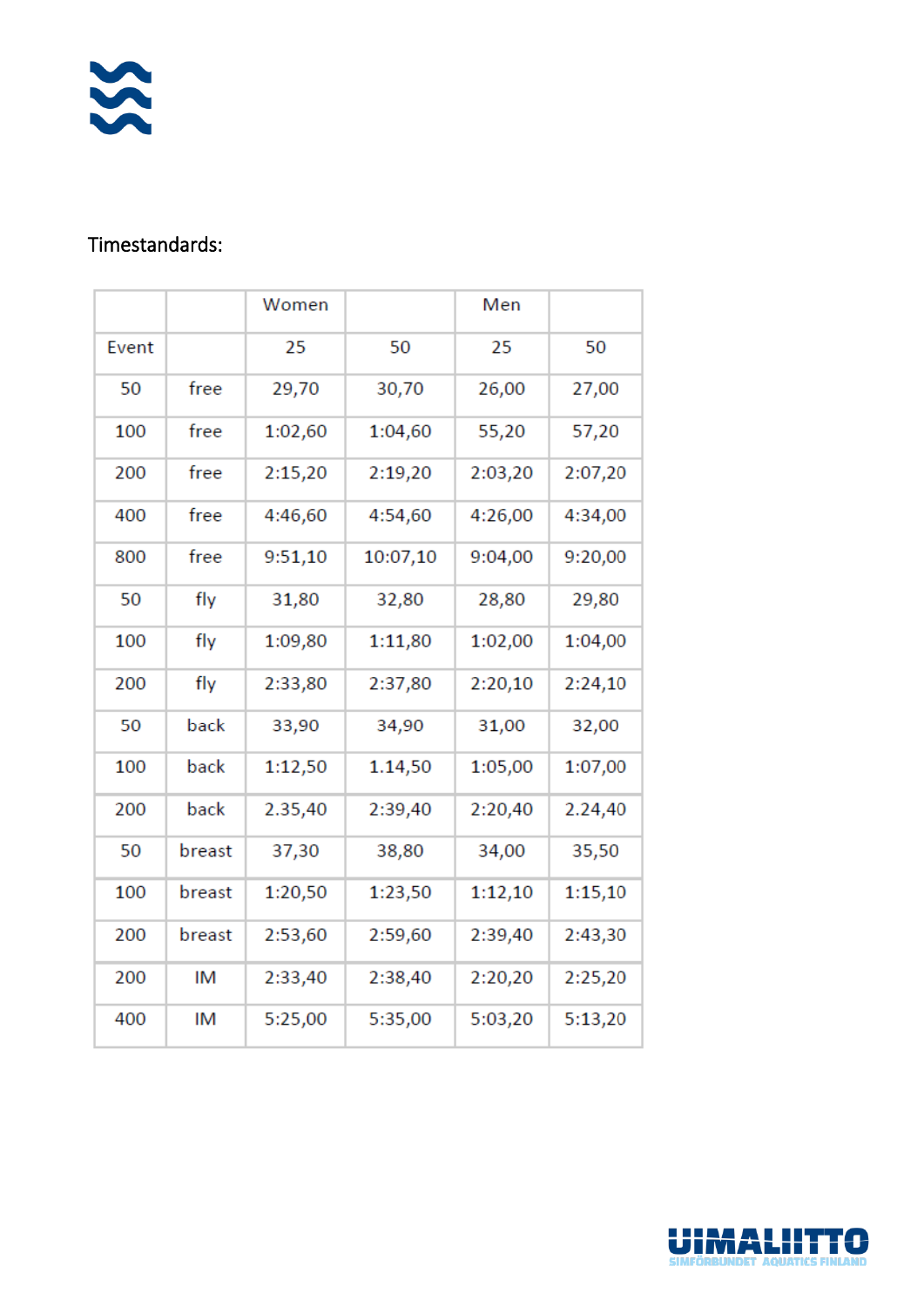Timestandards:

| | | Women | | Men | |
|---|---|---|---|---|---|
| Event | | 25 | 50 | 25 | 50 |
| 50 | free | 29,70 | 30,70 | 26,00 | 27,00 |
| 100 | free | 1:02,60 | 1:04,60 | 55,20 | 57,20 |
| 200 | free | 2:15,20 | 2:19,20 | 2:03,20 | 2:07,20 |
| 400 | free | 4:46,60 | 4:54,60 | 4:26,00 | 4:34,00 |
| 800 | free | 9:51,10 | 10:07,10 | 9:04,00 | 9:20,00 |
| 50 | fly | 31,80 | 32,80 | 28,80 | 29,80 |
| 100 | fly | 1:09,80 | 1:11,80 | 1:02,00 | 1:04,00 |
| 200 | fly | 2:33,80 | 2:37,80 | 2:20,10 | 2:24,10 |
| 50 | back | 33,90 | 34,90 | 31,00 | 32,00 |
| 100 | back | 1:12,50 | 1.14,50 | 1:05,00 | 1:07,00 |
| 200 | back | 2.35,40 | 2:39,40 | 2:20,40 | 2.24,40 |
| 50 | breast | 37,30 | 38,80 | 34,00 | 35,50 |
| 100 | breast | 1:20,50 | 1:23,50 | 1:12,10 | 1:15,10 |
| 200 | breast | 2:53,60 | 2:59,60 | 2:39,40 | 2:43,30 |
| 200 | IM | 2:33,40 | 2:38,40 | 2:20,20 | 2:25,20 |
| 400 | IM | 5:25,00 | 5:35,00 | 5:03,20 | 5:13,20 |